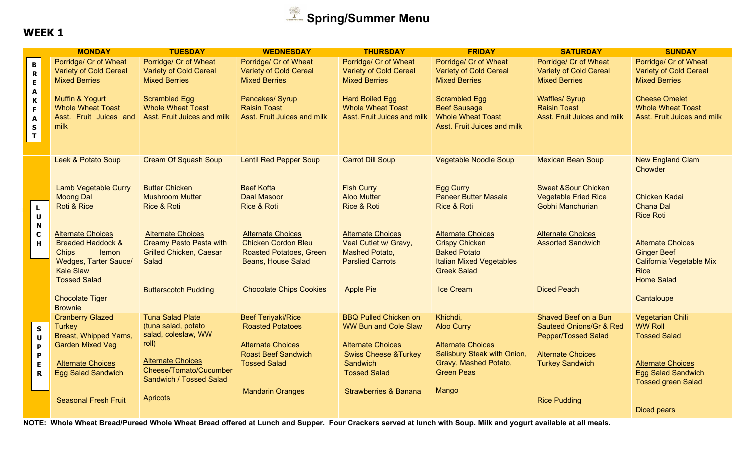# Spring/Summer Menu

## WEEK 1

| | MONDAY | TUESDAY | WEDNESDAY | THURSDAY | FRIDAY | SATURDAY | SUNDAY |
|---|---|---|---|---|---|---|---|
| **BREAKFAST** | Porridge/ Cr of Wheat<br>Variety of Cold Cereal<br>Mixed Berries<br><br>Muffin & Yogurt<br>Whole Wheat Toast<br>Asst. Fruit Juices and milk | Porridge/ Cr of Wheat<br>Variety of Cold Cereal<br>Mixed Berries<br><br>Scrambled Egg<br>Whole Wheat Toast<br>Asst. Fruit Juices and milk | Porridge/ Cr of Wheat<br>Variety of Cold Cereal<br>Mixed Berries<br><br>Pancakes/ Syrup<br>Raisin Toast<br>Asst. Fruit Juices and milk | Porridge/ Cr of Wheat<br>Variety of Cold Cereal<br>Mixed Berries<br><br>Hard Boiled Egg<br>Whole Wheat Toast<br>Asst. Fruit Juices and milk | Porridge/ Cr of Wheat<br>Variety of Cold Cereal<br>Mixed Berries<br><br>Scrambled Egg<br>Beef Sausage<br>Whole Wheat Toast<br>Asst. Fruit Juices and milk | Porridge/ Cr of Wheat<br>Variety of Cold Cereal<br>Mixed Berries<br><br>Waffles/ Syrup<br>Raisin Toast<br>Asst. Fruit Juices and milk | Porridge/ Cr of Wheat<br>Variety of Cold Cereal<br>Mixed Berries<br><br>Cheese Omelet<br>Whole Wheat Toast<br>Asst. Fruit Juices and milk |
| **LUNCH** | Leek & Potato Soup<br><br>Lamb Vegetable Curry<br>Moong Dal<br>Roti & Rice<br><br>Alternate Choices<br>Breaded Haddock & Chips lemon Wedges, Tarter Sauce/ Kale Slaw<br>Tossed Salad<br><br>Chocolate Tiger Brownie | Cream Of Squash Soup<br><br>Butter Chicken<br>Mushroom Mutter<br>Rice & Roti<br><br>Alternate Choices<br>Creamy Pesto Pasta with Grilled Chicken, Caesar Salad<br><br>Butterscotch Pudding | Lentil Red Pepper Soup<br><br>Beef Kofta<br>Daal Masoor<br>Rice & Roti<br><br>Alternate Choices<br>Chicken Cordon Bleu<br>Roasted Potatoes, Green Beans, House Salad<br><br>Chocolate Chips Cookies | Carrot Dill Soup<br><br>Fish Curry<br>Aloo Mutter<br>Rice & Roti<br><br>Alternate Choices<br>Veal Cutlet w/ Gravy,<br>Mashed Potato,<br>Parslied Carrots<br><br>Apple Pie | Vegetable Noodle Soup<br><br>Egg Curry<br>Paneer Butter Masala<br>Rice & Roti<br><br>Alternate Choices<br>Crispy Chicken<br>Baked Potato<br>Italian Mixed Vegetables<br>Greek Salad<br><br>Ice Cream | Mexican Bean Soup<br><br>Sweet &Sour Chicken<br>Vegetable Fried Rice<br>Gobhi Manchurian<br><br>Alternate Choices<br>Assorted Sandwich<br><br>Diced Peach | New England Clam Chowder<br><br>Chicken Kadai<br>Chana Dal<br>Rice Roti<br><br>Alternate Choices<br>Ginger Beef<br>California Vegetable Mix<br>Rice<br>Home Salad<br><br>Cantaloupe |
| **SUPPER** | Cranberry Glazed Turkey<br>Breast, Whipped Yams,<br>Garden Mixed Veg<br><br>Alternate Choices<br>Egg Salad Sandwich<br><br>Seasonal Fresh Fruit | Tuna Salad Plate<br>(tuna salad, potato salad, coleslaw, WW roll)<br><br>Alternate Choices<br>Cheese/Tomato/Cucumber Sandwich / Tossed Salad<br><br>Apricots | Beef Teriyaki/Rice<br>Roasted Potatoes<br><br>Alternate Choices<br>Roast Beef Sandwich<br>Tossed Salad<br><br>Mandarin Oranges | BBQ Pulled Chicken on WW Bun and Cole Slaw<br><br>Alternate Choices<br>Swiss Cheese &Turkey Sandwich<br>Tossed Salad<br><br>Strawberries & Banana | Khichdi,<br>Aloo Curry<br><br>Alternate Choices<br>Salisbury Steak with Onion, Gravy, Mashed Potato,<br>Green Peas<br><br>Mango | Shaved Beef on a Bun<br>Sauteed Onions/Gr & Red Pepper/Tossed Salad<br><br>Alternate Choices<br>Turkey Sandwich<br><br>Rice Pudding | Vegetarian Chili<br>WW Roll<br>Tossed Salad<br><br>Alternate Choices<br>Egg Salad Sandwich<br>Tossed green Salad<br><br>Diced pears |

**NOTE: Whole Wheat Bread/Pureed Whole Wheat Bread offered at Lunch and Supper. Four Crackers served at lunch with Soup. Milk and yogurt available at all meals.**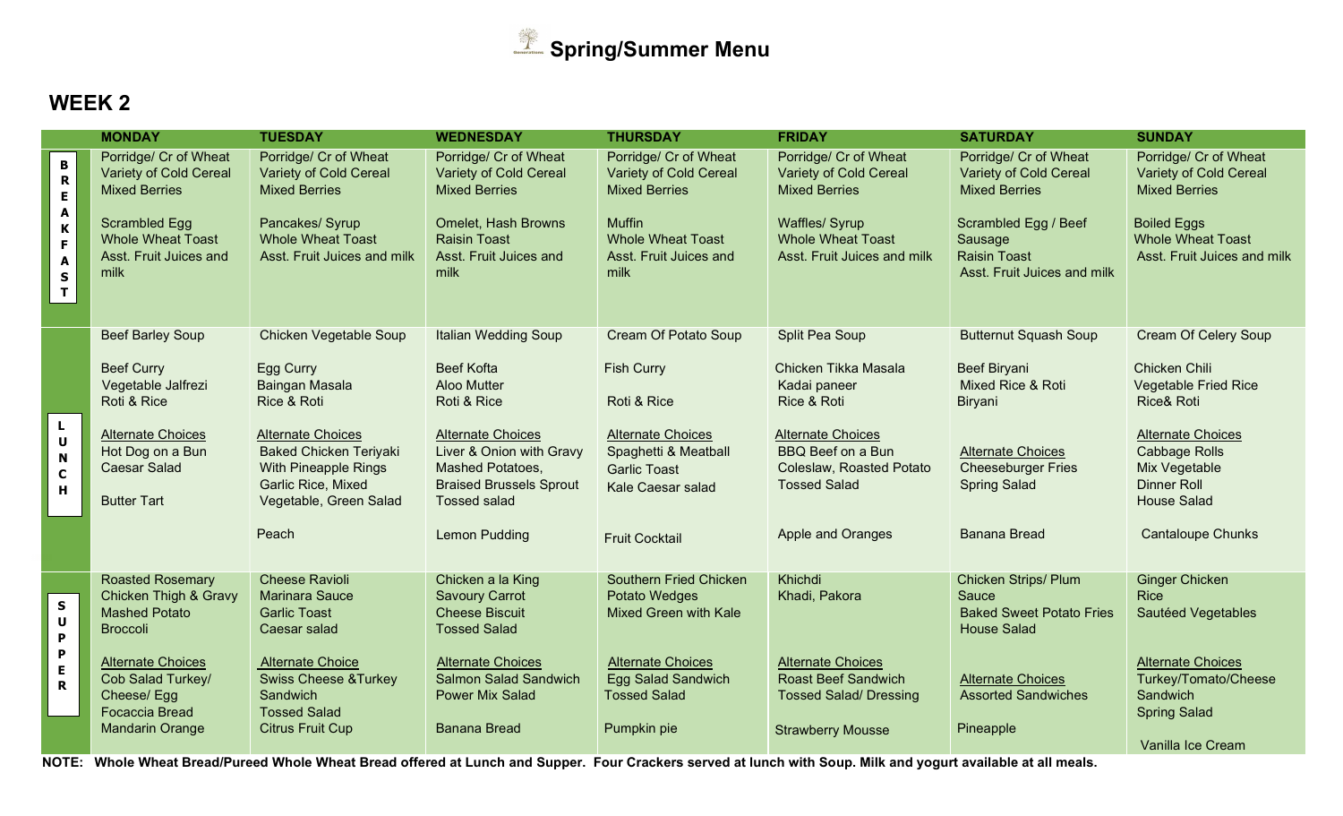# Spring/Summer Menu

## WEEK 2

| | MONDAY | TUESDAY | WEDNESDAY | THURSDAY | FRIDAY | SATURDAY | SUNDAY |
|---|---|---|---|---|---|---|---|
| **BREAKFAST** | Porridge/ Cr of Wheat<br>Variety of Cold Cereal<br>Mixed Berries<br><br>Scrambled Egg<br>Whole Wheat Toast<br>Asst. Fruit Juices and milk | Porridge/ Cr of Wheat<br>Variety of Cold Cereal<br>Mixed Berries<br><br>Pancakes/ Syrup<br>Whole Wheat Toast<br>Asst. Fruit Juices and milk | Porridge/ Cr of Wheat<br>Variety of Cold Cereal<br>Mixed Berries<br><br>Omelet, Hash Browns<br>Raisin Toast<br>Asst. Fruit Juices and milk | Porridge/ Cr of Wheat<br>Variety of Cold Cereal<br>Mixed Berries<br><br>Muffin<br>Whole Wheat Toast<br>Asst. Fruit Juices and milk | Porridge/ Cr of Wheat<br>Variety of Cold Cereal<br>Mixed Berries<br><br>Waffles/ Syrup<br>Whole Wheat Toast<br>Asst. Fruit Juices and milk | Porridge/ Cr of Wheat<br>Variety of Cold Cereal<br>Mixed Berries<br><br>Scrambled Egg / Beef Sausage<br>Raisin Toast<br>Asst. Fruit Juices and milk | Porridge/ Cr of Wheat<br>Variety of Cold Cereal<br>Mixed Berries<br><br>Boiled Eggs<br>Whole Wheat Toast<br>Asst. Fruit Juices and milk |
| **LUNCH** | Beef Barley Soup<br><br>Beef Curry<br>Vegetable Jalfrezi<br>Roti & Rice<br><br>Alternate Choices<br>Hot Dog on a Bun<br>Caesar Salad<br><br>Butter Tart | Chicken Vegetable Soup<br><br>Egg Curry<br>Baingan Masala<br>Rice & Roti<br><br>Alternate Choices<br>Baked Chicken Teriyaki With Pineapple Rings<br>Garlic Rice, Mixed Vegetable, Green Salad<br><br>Peach | Italian Wedding Soup<br><br>Beef Kofta<br>Aloo Mutter<br>Roti & Rice<br><br>Alternate Choices<br>Liver & Onion with Gravy<br>Mashed Potatoes,<br>Braised Brussels Sprout<br>Tossed salad<br><br>Lemon Pudding | Cream Of Potato Soup<br><br>Fish Curry<br><br>Roti & Rice<br><br>Alternate Choices<br>Spaghetti & Meatball<br>Garlic Toast<br>Kale Caesar salad<br><br>Fruit Cocktail | Split Pea Soup<br><br>Chicken Tikka Masala<br>Kadai paneer<br>Rice & Roti<br><br>Alternate Choices<br>BBQ Beef on a Bun<br>Coleslaw, Roasted Potato<br>Tossed Salad<br><br>Apple and Oranges | Butternut Squash Soup<br><br>Beef Biryani<br>Mixed Rice & Roti<br>Biryani<br><br>Alternate Choices<br>Cheeseburger Fries<br>Spring Salad<br><br>Banana Bread | Cream Of Celery Soup<br><br>Chicken Chili<br>Vegetable Fried Rice<br>Rice& Roti<br><br>Alternate Choices<br>Cabbage Rolls<br>Mix Vegetable<br>Dinner Roll<br>House Salad<br><br>Cantaloupe Chunks |
| **SUPPER** | Roasted Rosemary Chicken Thigh & Gravy<br>Mashed Potato<br>Broccoli<br><br>Alternate Choices<br>Cob Salad Turkey/ Cheese/ Egg<br>Focaccia Bread<br>Mandarin Orange | Cheese Ravioli<br>Marinara Sauce<br>Garlic Toast<br>Caesar salad<br><br>Alternate Choice<br>Swiss Cheese &Turkey Sandwich<br>Tossed Salad<br>Citrus Fruit Cup | Chicken a la King<br>Savoury Carrot<br>Cheese Biscuit<br>Tossed Salad<br><br>Alternate Choices<br>Salmon Salad Sandwich<br>Power Mix Salad<br><br>Banana Bread | Southern Fried Chicken<br>Potato Wedges<br>Mixed Green with Kale<br><br>Alternate Choices<br>Egg Salad Sandwich<br>Tossed Salad<br><br>Pumpkin pie | Khichdi<br>Khadi, Pakora<br><br>Alternate Choices<br>Roast Beef Sandwich<br>Tossed Salad/ Dressing<br><br>Strawberry Mousse | Chicken Strips/ Plum Sauce<br>Baked Sweet Potato Fries<br>House Salad<br><br>Alternate Choices<br>Assorted Sandwiches<br><br>Pineapple | Ginger Chicken<br>Rice<br>Sautéed Vegetables<br><br>Alternate Choices<br>Turkey/Tomato/Cheese Sandwich<br>Spring Salad<br><br>Vanilla Ice Cream |

**NOTE: Whole Wheat Bread/Pureed Whole Wheat Bread offered at Lunch and Supper. Four Crackers served at lunch with Soup. Milk and yogurt available at all meals.**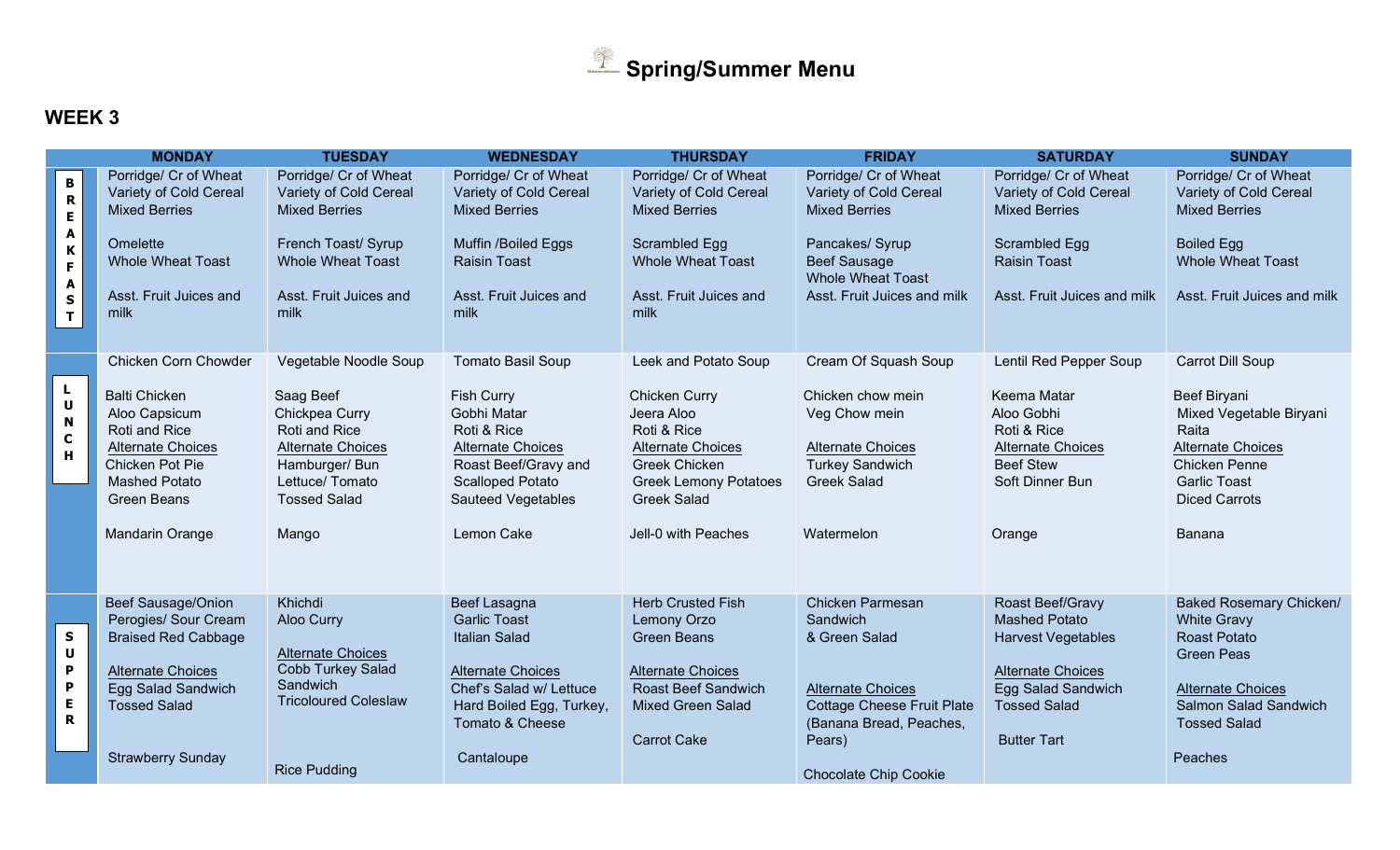# Spring/Summer Menu

## WEEK 3

| | MONDAY | TUESDAY | WEDNESDAY | THURSDAY | FRIDAY | SATURDAY | SUNDAY |
|---|---|---|---|---|---|---|---|
| **BREAKFAST** | Porridge/ Cr of Wheat<br>Variety of Cold Cereal<br>Mixed Berries<br><br>Omelette<br>Whole Wheat Toast<br><br>Asst. Fruit Juices and milk | Porridge/ Cr of Wheat<br>Variety of Cold Cereal<br>Mixed Berries<br><br>French Toast/ Syrup<br>Whole Wheat Toast<br><br>Asst. Fruit Juices and milk | Porridge/ Cr of Wheat<br>Variety of Cold Cereal<br>Mixed Berries<br><br>Muffin /Boiled Eggs<br>Raisin Toast<br><br>Asst. Fruit Juices and milk | Porridge/ Cr of Wheat<br>Variety of Cold Cereal<br>Mixed Berries<br><br>Scrambled Egg<br>Whole Wheat Toast<br><br>Asst. Fruit Juices and milk | Porridge/ Cr of Wheat<br>Variety of Cold Cereal<br>Mixed Berries<br><br>Pancakes/ Syrup<br>Beef Sausage<br>Whole Wheat Toast<br>Asst. Fruit Juices and milk | Porridge/ Cr of Wheat<br>Variety of Cold Cereal<br>Mixed Berries<br><br>Scrambled Egg<br>Raisin Toast<br><br>Asst. Fruit Juices and milk | Porridge/ Cr of Wheat<br>Variety of Cold Cereal<br>Mixed Berries<br><br>Boiled Egg<br>Whole Wheat Toast<br><br>Asst. Fruit Juices and milk |
| **LUNCH** | Chicken Corn Chowder<br><br>Balti Chicken<br>Aloo Capsicum<br>Roti and Rice<br>Alternate Choices<br>Chicken Pot Pie<br>Mashed Potato<br>Green Beans<br><br>Mandarin Orange | Vegetable Noodle Soup<br><br>Saag Beef<br>Chickpea Curry<br>Roti and Rice<br>Alternate Choices<br>Hamburger/ Bun<br>Lettuce/ Tomato<br>Tossed Salad<br><br>Mango | Tomato Basil Soup<br><br>Fish Curry<br>Gobhi Matar<br>Roti & Rice<br>Alternate Choices<br>Roast Beef/Gravy and Scalloped Potato<br>Sauteed Vegetables<br><br>Lemon Cake | Leek and Potato Soup<br><br>Chicken Curry<br>Jeera Aloo<br>Roti & Rice<br>Alternate Choices<br>Greek Chicken<br>Greek Lemony Potatoes<br>Greek Salad<br><br>Jell-0 with Peaches | Cream Of Squash Soup<br><br>Chicken chow mein<br>Veg Chow mein<br><br>Alternate Choices<br>Turkey Sandwich<br>Greek Salad<br><br>Watermelon | Lentil Red Pepper Soup<br><br>Keema Matar<br>Aloo Gobhi<br>Roti & Rice<br>Alternate Choices<br>Beef Stew<br>Soft Dinner Bun<br><br>Orange | Carrot Dill Soup<br><br>Beef Biryani<br>Mixed Vegetable Biryani<br>Raita<br>Alternate Choices<br>Chicken Penne<br>Garlic Toast<br>Diced Carrots<br><br>Banana |
| **SUPPER** | Beef Sausage/Onion Perogies/ Sour Cream<br>Braised Red Cabbage<br><br>Alternate Choices<br>Egg Salad Sandwich<br>Tossed Salad<br><br>Strawberry Sunday | Khichdi<br>Aloo Curry<br><br>Alternate Choices<br>Cobb Turkey Salad Sandwich<br>Tricoloured Coleslaw<br><br>Rice Pudding | Beef Lasagna<br>Garlic Toast<br>Italian Salad<br><br>Alternate Choices<br>Chef's Salad w/ Lettuce Hard Boiled Egg, Turkey, Tomato & Cheese<br><br>Cantaloupe | Herb Crusted Fish<br>Lemony Orzo<br>Green Beans<br><br>Alternate Choices<br>Roast Beef Sandwich<br>Mixed Green Salad<br><br>Carrot Cake | Chicken Parmesan Sandwich<br>& Green Salad<br><br>Alternate Choices<br>Cottage Cheese Fruit Plate (Banana Bread, Peaches, Pears)<br><br>Chocolate Chip Cookie | Roast Beef/Gravy<br>Mashed Potato<br>Harvest Vegetables<br><br>Alternate Choices<br>Egg Salad Sandwich<br>Tossed Salad<br><br>Butter Tart | Baked Rosemary Chicken/ White Gravy<br>Roast Potato<br>Green Peas<br><br>Alternate Choices<br>Salmon Salad Sandwich<br>Tossed Salad<br><br>Peaches |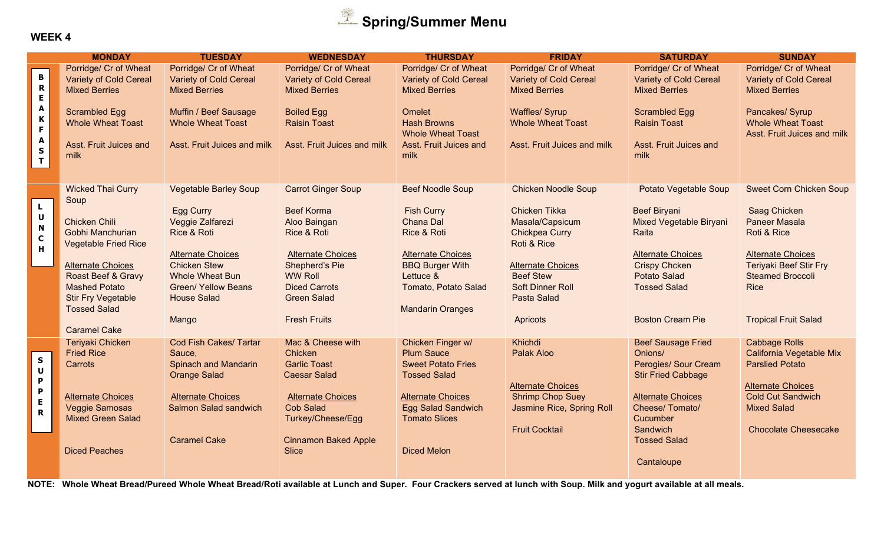# Spring/Summer Menu

**WEEK 4**

| | MONDAY | TUESDAY | WEDNESDAY | THURSDAY | FRIDAY | SATURDAY | SUNDAY |
|---|---|---|---|---|---|---|---|
| **BREAKFAST** | Porridge/ Cr of Wheat<br>Variety of Cold Cereal<br>Mixed Berries<br><br>Scrambled Egg<br>Whole Wheat Toast<br><br>Asst. Fruit Juices and milk | Porridge/ Cr of Wheat<br>Variety of Cold Cereal<br>Mixed Berries<br><br>Muffin / Beef Sausage<br>Whole Wheat Toast<br><br>Asst. Fruit Juices and milk | Porridge/ Cr of Wheat<br>Variety of Cold Cereal<br>Mixed Berries<br><br>Boiled Egg<br>Raisin Toast<br><br>Asst. Fruit Juices and milk | Porridge/ Cr of Wheat<br>Variety of Cold Cereal<br>Mixed Berries<br><br>Omelet<br>Hash Browns<br>Whole Wheat Toast<br>Asst. Fruit Juices and milk | Porridge/ Cr of Wheat<br>Variety of Cold Cereal<br>Mixed Berries<br><br>Waffles/ Syrup<br>Whole Wheat Toast<br><br>Asst. Fruit Juices and milk | Porridge/ Cr of Wheat<br>Variety of Cold Cereal<br>Mixed Berries<br><br>Scrambled Egg<br>Raisin Toast<br><br>Asst. Fruit Juices and milk | Porridge/ Cr of Wheat<br>Variety of Cold Cereal<br>Mixed Berries<br><br>Pancakes/ Syrup<br>Whole Wheat Toast<br>Asst. Fruit Juices and milk |
| **LUNCH** | Wicked Thai Curry Soup<br><br>Chicken Chili<br>Gobhi Manchurian<br>Vegetable Fried Rice<br><br>Alternate Choices<br>Roast Beef & Gravy<br>Mashed Potato<br>Stir Fry Vegetable<br>Tossed Salad<br><br>Caramel Cake | Vegetable Barley Soup<br><br>Egg Curry<br>Veggie Zalfarezi<br>Rice & Roti<br><br>Alternate Choices<br>Chicken Stew<br>Whole Wheat Bun<br>Green/ Yellow Beans<br>House Salad<br><br>Mango | Carrot Ginger Soup<br><br>Beef Korma<br>Aloo Baingan<br>Rice & Roti<br><br>Alternate Choices<br>Shepherd's Pie<br>WW Roll<br>Diced Carrots<br>Green Salad<br><br>Fresh Fruits | Beef Noodle Soup<br><br>Fish Curry<br>Chana Dal<br>Rice & Roti<br><br>Alternate Choices<br>BBQ Burger With<br>Lettuce &<br>Tomato, Potato Salad<br><br>Mandarin Oranges | Chicken Noodle Soup<br><br>Chicken Tikka Masala/Capsicum<br>Chickpea Curry<br>Roti & Rice<br><br>Alternate Choices<br>Beef Stew<br>Soft Dinner Roll<br>Pasta Salad<br><br>Apricots | Potato Vegetable Soup<br><br>Beef Biryani<br>Mixed Vegetable Biryani<br>Raita<br><br>Alternate Choices<br>Crispy Chcken<br>Potato Salad<br>Tossed Salad<br><br>Boston Cream Pie | Sweet Corn Chicken Soup<br><br>Saag Chicken<br>Paneer Masala<br>Roti & Rice<br><br>Alternate Choices<br>Teriyaki Beef Stir Fry<br>Steamed Broccoli<br>Rice<br><br>Tropical Fruit Salad |
| **SUPPER** | Teriyaki Chicken<br>Fried Rice<br>Carrots<br><br>Alternate Choices<br>Veggie Samosas<br>Mixed Green Salad<br><br>Diced Peaches | Cod Fish Cakes/ Tartar Sauce,<br>Spinach and Mandarin Orange Salad<br><br>Alternate Choices<br>Salmon Salad sandwich<br><br>Caramel Cake | Mac & Cheese with Chicken<br>Garlic Toast<br>Caesar Salad<br><br>Alternate Choices<br>Cob Salad<br>Turkey/Cheese/Egg<br><br>Cinnamon Baked Apple Slice | Chicken Finger w/ Plum Sauce<br>Sweet Potato Fries<br>Tossed Salad<br><br>Alternate Choices<br>Egg Salad Sandwich<br>Tomato Slices<br><br>Diced Melon | Khichdi<br>Palak Aloo<br><br>Alternate Choices<br>Shrimp Chop Suey<br>Jasmine Rice, Spring Roll<br><br>Fruit Cocktail | Beef Sausage Fried Onions/<br>Perogies/ Sour Cream<br>Stir Fried Cabbage<br><br>Alternate Choices<br>Cheese/ Tomato/ Cucumber Sandwich<br>Tossed Salad<br><br>Cantaloupe | Cabbage Rolls<br>California Vegetable Mix<br>Parslied Potato<br><br>Alternate Choices<br>Cold Cut Sandwich<br>Mixed Salad<br><br>Chocolate Cheesecake |

**NOTE: Whole Wheat Bread/Pureed Whole Wheat Bread/Roti available at Lunch and Super. Four Crackers served at lunch with Soup. Milk and yogurt available at all meals.**